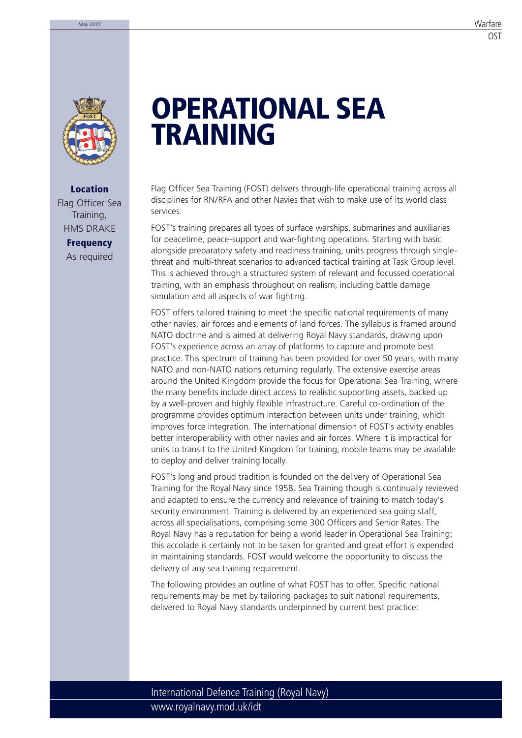# OPERATIONAL SEA TRAINING

**Location**
Flag Officer Sea Training, HMS DRAKE

**Frequency**
As required

Flag Officer Sea Training (FOST) delivers through-life operational training across all disciplines for RN/RFA and other Navies that wish to make use of its world class services.

FOST's training prepares all types of surface warships, submarines and auxiliaries for peacetime, peace-support and war-fighting operations. Starting with basic alongside preparatory safety and readiness training, units progress through single-threat and multi-threat scenarios to advanced tactical training at Task Group level. This is achieved through a structured system of relevant and focussed operational training, with an emphasis throughout on realism, including battle damage simulation and all aspects of war fighting.

FOST offers tailored training to meet the specific national requirements of many other navies, air forces and elements of land forces. The syllabus is framed around NATO doctrine and is aimed at delivering Royal Navy standards, drawing upon FOST's experience across an array of platforms to capture and promote best practice. This spectrum of training has been provided for over 50 years, with many NATO and non-NATO nations returning regularly. The extensive exercise areas around the United Kingdom provide the focus for Operational Sea Training, where the many benefits include direct access to realistic supporting assets, backed up by a well-proven and highly flexible infrastructure. Careful co-ordination of the programme provides optimum interaction between units under training, which improves force integration. The international dimension of FOST's activity enables better interoperability with other navies and air forces. Where it is impractical for units to transit to the United Kingdom for training, mobile teams may be available to deploy and deliver training locally.

FOST's long and proud tradition is founded on the delivery of Operational Sea Training for the Royal Navy since 1958. Sea Training though is continually reviewed and adapted to ensure the currency and relevance of training to match today's security environment. Training is delivered by an experienced sea going staff, across all specialisations, comprising some 300 Officers and Senior Rates. The Royal Navy has a reputation for being a world leader in Operational Sea Training; this accolade is certainly not to be taken for granted and great effort is expended in maintaining standards. FOST would welcome the opportunity to discuss the delivery of any sea training requirement.

The following provides an outline of what FOST has to offer. Specific national requirements may be met by tailoring packages to suit national requirements, delivered to Royal Navy standards underpinned by current best practice: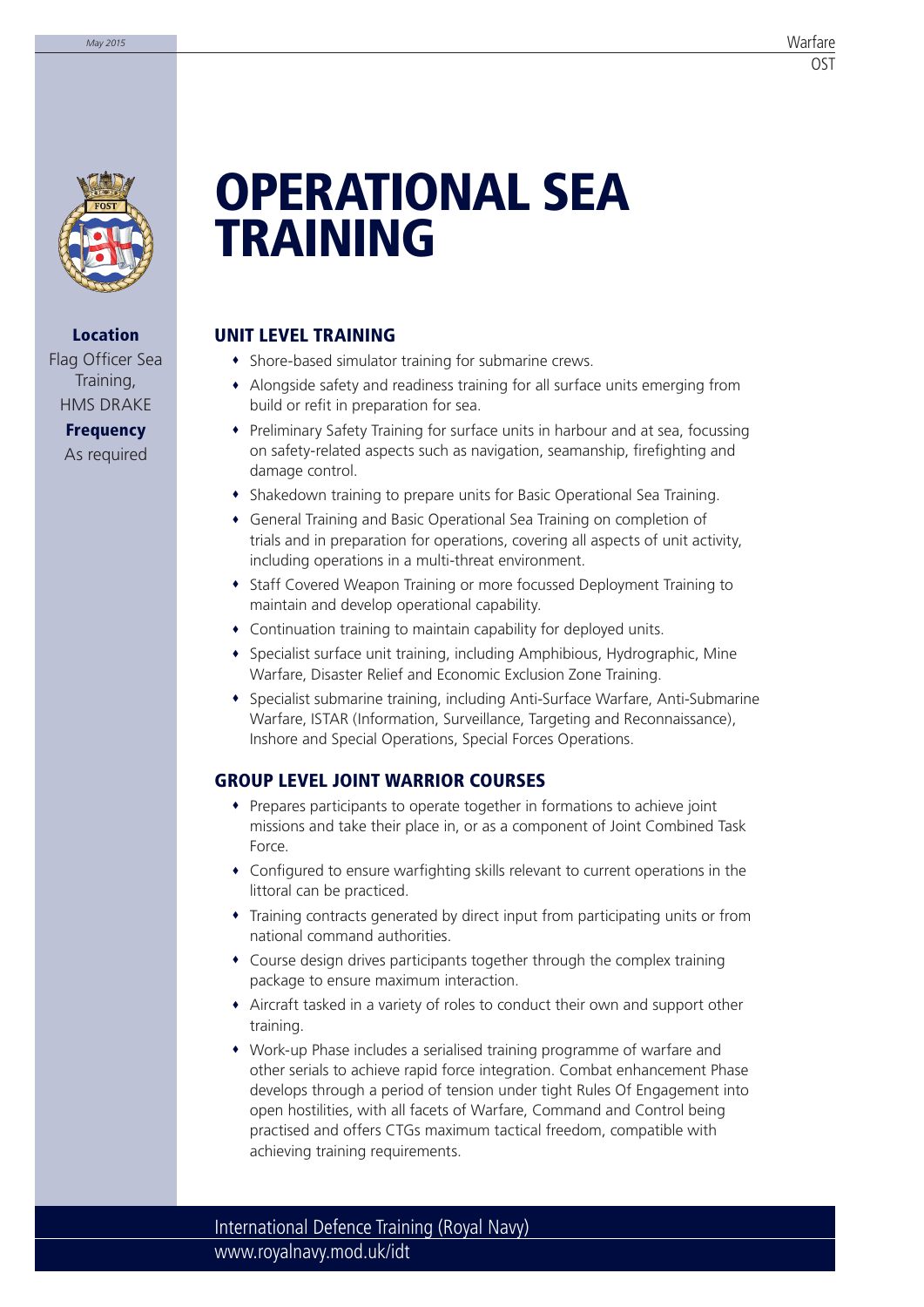# OPERATIONAL SEA TRAINING

**Location**

Flag Officer Sea Training, HMS DRAKE

**Frequency**

As required

## UNIT LEVEL TRAINING

- Shore-based simulator training for submarine crews.
- Alongside safety and readiness training for all surface units emerging from build or refit in preparation for sea.
- Preliminary Safety Training for surface units in harbour and at sea, focussing on safety-related aspects such as navigation, seamanship, firefighting and damage control.
- Shakedown training to prepare units for Basic Operational Sea Training.
- General Training and Basic Operational Sea Training on completion of trials and in preparation for operations, covering all aspects of unit activity, including operations in a multi-threat environment.
- Staff Covered Weapon Training or more focussed Deployment Training to maintain and develop operational capability.
- Continuation training to maintain capability for deployed units.
- Specialist surface unit training, including Amphibious, Hydrographic, Mine Warfare, Disaster Relief and Economic Exclusion Zone Training.
- Specialist submarine training, including Anti-Surface Warfare, Anti-Submarine Warfare, ISTAR (Information, Surveillance, Targeting and Reconnaissance), Inshore and Special Operations, Special Forces Operations.

## GROUP LEVEL JOINT WARRIOR COURSES

- Prepares participants to operate together in formations to achieve joint missions and take their place in, or as a component of Joint Combined Task Force.
- Configured to ensure warfighting skills relevant to current operations in the littoral can be practiced.
- Training contracts generated by direct input from participating units or from national command authorities.
- Course design drives participants together through the complex training package to ensure maximum interaction.
- Aircraft tasked in a variety of roles to conduct their own and support other training.
- Work-up Phase includes a serialised training programme of warfare and other serials to achieve rapid force integration. Combat enhancement Phase develops through a period of tension under tight Rules Of Engagement into open hostilities, with all facets of Warfare, Command and Control being practised and offers CTGs maximum tactical freedom, compatible with achieving training requirements.